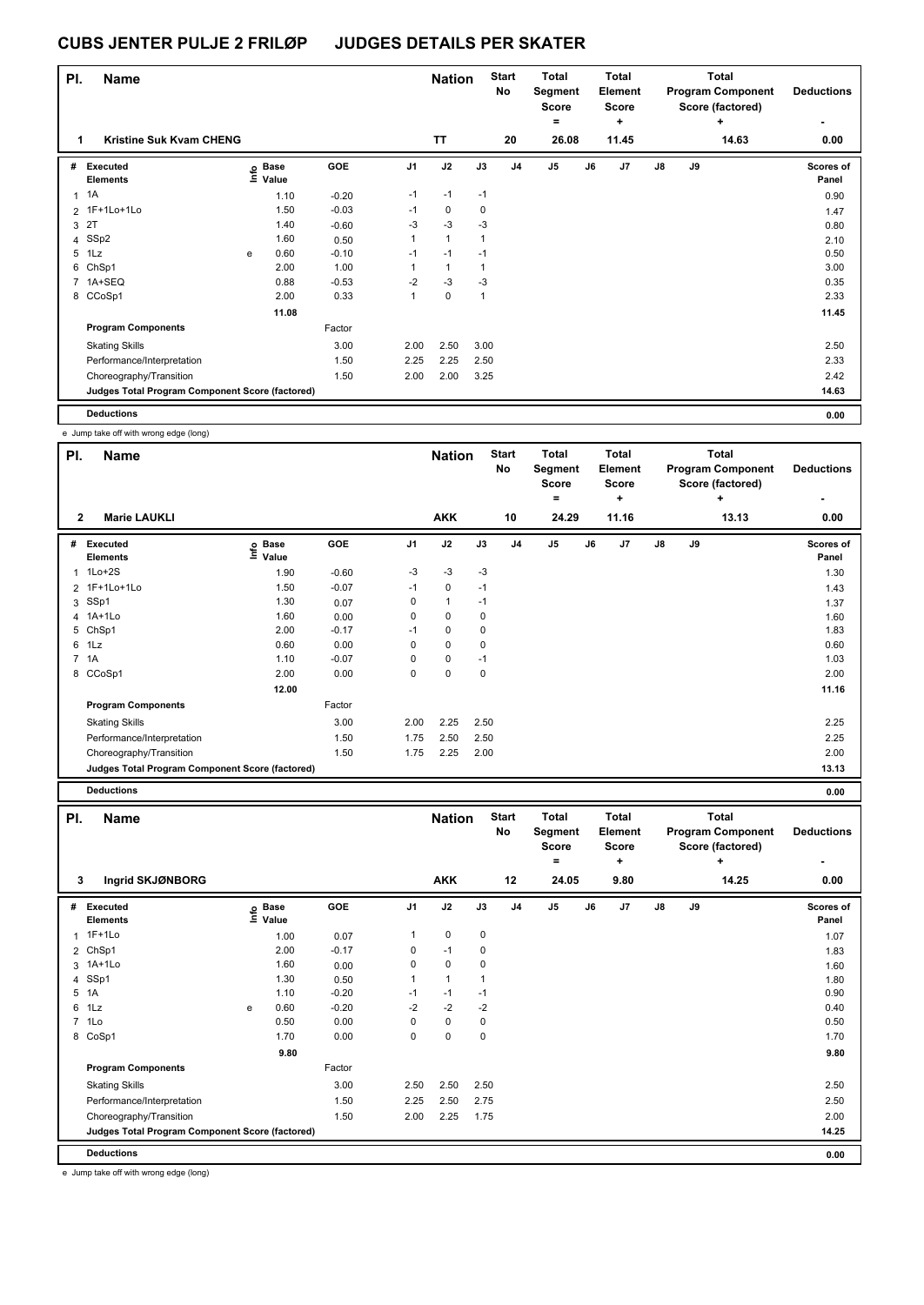# CUBS JENTER PULJE 2 FRILØP JUDGES DETAILS PER SKATER

| Pl. | Name | Nation | Start No | Total Segment Score = | Total Element Score + | Total Program Component Score (factored) + | Deductions - |
|---|---|---|---|---|---|---|---|
| 1 | Kristine Suk Kvam CHENG | TT | 20 | 26.08 | 11.45 | 14.63 | 0.00 |

| # | Executed Elements | Info | Base Value | GOE | J1 | J2 | J3 | J4 | J5 | J6 | J7 | J8 | J9 | Scores of Panel |
|---|---|---|---|---|---|---|---|---|---|---|---|---|---|---|
| 1 | 1A | | 1.10 | -0.20 | -1 | -1 | -1 | | | | | | | 0.90 |
| 2 | 1F+1Lo+1Lo | | 1.50 | -0.03 | -1 | 0 | 0 | | | | | | | 1.47 |
| 3 | 2T | | 1.40 | -0.60 | -3 | -3 | -3 | | | | | | | 0.80 |
| 4 | SSp2 | | 1.60 | 0.50 | 1 | 1 | 1 | | | | | | | 2.10 |
| 5 | 1Lz | e | 0.60 | -0.10 | -1 | -1 | -1 | | | | | | | 0.50 |
| 6 | ChSp1 | | 2.00 | 1.00 | 1 | 1 | 1 | | | | | | | 3.00 |
| 7 | 1A+SEQ | | 0.88 | -0.53 | -2 | -3 | -3 | | | | | | | 0.35 |
| 8 | CCoSp1 | | 2.00 | 0.33 | 1 | 0 | 1 | | | | | | | 2.33 |
| | | | 11.08 | | | | | | | | | | | 11.45 |
| | **Program Components** | | | Factor | | | | | | | | | | |
| | Skating Skills | | | 3.00 | 2.00 | 2.50 | 3.00 | | | | | | | 2.50 |
| | Performance/Interpretation | | | 1.50 | 2.25 | 2.25 | 2.50 | | | | | | | 2.33 |
| | Choreography/Transition | | | 1.50 | 2.00 | 2.00 | 3.25 | | | | | | | 2.42 |
| | **Judges Total Program Component Score (factored)** | | | | | | | | | | | | | 14.63 |
| | **Deductions** | | | | | | | | | | | | | 0.00 |

e Jump take off with wrong edge (long)

| Pl. | Name | Nation | Start No | Total Segment Score = | Total Element Score + | Total Program Component Score (factored) + | Deductions - |
|---|---|---|---|---|---|---|---|
| 2 | Marie LAUKLI | AKK | 10 | 24.29 | 11.16 | 13.13 | 0.00 |

| # | Executed Elements | Info | Base Value | GOE | J1 | J2 | J3 | J4 | J5 | J6 | J7 | J8 | J9 | Scores of Panel |
|---|---|---|---|---|---|---|---|---|---|---|---|---|---|---|
| 1 | 1Lo+2S | | 1.90 | -0.60 | -3 | -3 | -3 | | | | | | | 1.30 |
| 2 | 1F+1Lo+1Lo | | 1.50 | -0.07 | -1 | 0 | -1 | | | | | | | 1.43 |
| 3 | SSp1 | | 1.30 | 0.07 | 0 | 1 | -1 | | | | | | | 1.37 |
| 4 | 1A+1Lo | | 1.60 | 0.00 | 0 | 0 | 0 | | | | | | | 1.60 |
| 5 | ChSp1 | | 2.00 | -0.17 | -1 | 0 | 0 | | | | | | | 1.83 |
| 6 | 1Lz | | 0.60 | 0.00 | 0 | 0 | 0 | | | | | | | 0.60 |
| 7 | 1A | | 1.10 | -0.07 | 0 | 0 | -1 | | | | | | | 1.03 |
| 8 | CCoSp1 | | 2.00 | 0.00 | 0 | 0 | 0 | | | | | | | 2.00 |
| | | | 12.00 | | | | | | | | | | | 11.16 |
| | **Program Components** | | | Factor | | | | | | | | | | |
| | Skating Skills | | | 3.00 | 2.00 | 2.25 | 2.50 | | | | | | | 2.25 |
| | Performance/Interpretation | | | 1.50 | 1.75 | 2.50 | 2.50 | | | | | | | 2.25 |
| | Choreography/Transition | | | 1.50 | 1.75 | 2.25 | 2.00 | | | | | | | 2.00 |
| | **Judges Total Program Component Score (factored)** | | | | | | | | | | | | | 13.13 |
| | **Deductions** | | | | | | | | | | | | | 0.00 |

| Pl. | Name | Nation | Start No | Total Segment Score = | Total Element Score + | Total Program Component Score (factored) + | Deductions - |
|---|---|---|---|---|---|---|---|
| 3 | Ingrid SKJØNBORG | AKK | 12 | 24.05 | 9.80 | 14.25 | 0.00 |

| # | Executed Elements | Info | Base Value | GOE | J1 | J2 | J3 | J4 | J5 | J6 | J7 | J8 | J9 | Scores of Panel |
|---|---|---|---|---|---|---|---|---|---|---|---|---|---|---|
| 1 | 1F+1Lo | | 1.00 | 0.07 | 1 | 0 | 0 | | | | | | | 1.07 |
| 2 | ChSp1 | | 2.00 | -0.17 | 0 | -1 | 0 | | | | | | | 1.83 |
| 3 | 1A+1Lo | | 1.60 | 0.00 | 0 | 0 | 0 | | | | | | | 1.60 |
| 4 | SSp1 | | 1.30 | 0.50 | 1 | 1 | 1 | | | | | | | 1.80 |
| 5 | 1A | | 1.10 | -0.20 | -1 | -1 | -1 | | | | | | | 0.90 |
| 6 | 1Lz | e | 0.60 | -0.20 | -2 | -2 | -2 | | | | | | | 0.40 |
| 7 | 1Lo | | 0.50 | 0.00 | 0 | 0 | 0 | | | | | | | 0.50 |
| 8 | CoSp1 | | 1.70 | 0.00 | 0 | 0 | 0 | | | | | | | 1.70 |
| | | | 9.80 | | | | | | | | | | | 9.80 |
| | **Program Components** | | | Factor | | | | | | | | | | |
| | Skating Skills | | | 3.00 | 2.50 | 2.50 | 2.50 | | | | | | | 2.50 |
| | Performance/Interpretation | | | 1.50 | 2.25 | 2.50 | 2.75 | | | | | | | 2.50 |
| | Choreography/Transition | | | 1.50 | 2.00 | 2.25 | 1.75 | | | | | | | 2.00 |
| | **Judges Total Program Component Score (factored)** | | | | | | | | | | | | | 14.25 |
| | **Deductions** | | | | | | | | | | | | | 0.00 |

e Jump take off with wrong edge (long)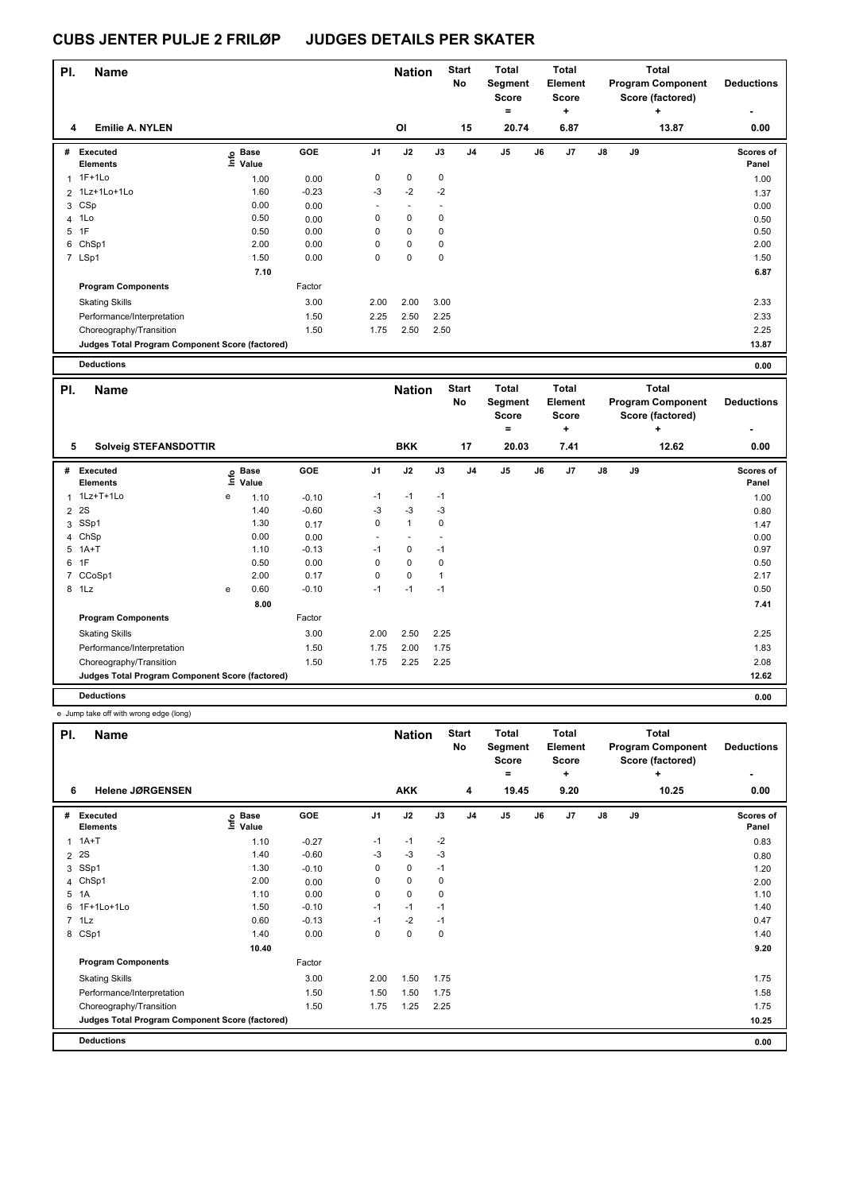# CUBS JENTER PULJE 2 FRILØP JUDGES DETAILS PER SKATER

| Pl. | Name | Nation | Start No | Total Segment Score = | Total Element Score + | Total Program Component Score (factored) + | Deductions - |
|---|---|---|---|---|---|---|---|
| 4 | Emilie A. NYLEN | OI | 15 | 20.74 | 6.87 | 13.87 | 0.00 |

| # | Executed Elements | Info | Base Value | GOE | J1 | J2 | J3 | J4 | J5 | J6 | J7 | J8 | J9 | Scores of Panel |
|---|---|---|---|---|---|---|---|---|---|---|---|---|---|---|
| 1 | 1F+1Lo | | 1.00 | 0.00 | 0 | 0 | 0 | | | | | | | 1.00 |
| 2 | 1Lz+1Lo+1Lo | | 1.60 | -0.23 | -3 | -2 | -2 | | | | | | | 1.37 |
| 3 | CSp | | 0.00 | 0.00 | - | - | - | | | | | | | 0.00 |
| 4 | 1Lo | | 0.50 | 0.00 | 0 | 0 | 0 | | | | | | | 0.50 |
| 5 | 1F | | 0.50 | 0.00 | 0 | 0 | 0 | | | | | | | 0.50 |
| 6 | ChSp1 | | 2.00 | 0.00 | 0 | 0 | 0 | | | | | | | 2.00 |
| 7 | LSp1 | | 1.50 | 0.00 | 0 | 0 | 0 | | | | | | | 1.50 |
| | | | 7.10 | | | | | | | | | | | 6.87 |
| | **Program Components** | | | Factor | | | | | | | | | | |
| | Skating Skills | | | 3.00 | 2.00 | 2.00 | 3.00 | | | | | | | 2.33 |
| | Performance/Interpretation | | | 1.50 | 2.25 | 2.50 | 2.25 | | | | | | | 2.33 |
| | Choreography/Transition | | | 1.50 | 1.75 | 2.50 | 2.50 | | | | | | | 2.25 |
| | **Judges Total Program Component Score (factored)** | | | | | | | | | | | | | 13.87 |
| | **Deductions** | | | | | | | | | | | | | 0.00 |

| Pl. | Name | Nation | Start No | Total Segment Score = | Total Element Score + | Total Program Component Score (factored) + | Deductions - |
|---|---|---|---|---|---|---|---|
| 5 | Solveig STEFANSDOTTIR | BKK | 17 | 20.03 | 7.41 | 12.62 | 0.00 |

| # | Executed Elements | Info | Base Value | GOE | J1 | J2 | J3 | J4 | J5 | J6 | J7 | J8 | J9 | Scores of Panel |
|---|---|---|---|---|---|---|---|---|---|---|---|---|---|---|
| 1 | 1Lz+T+1Lo | e | 1.10 | -0.10 | -1 | -1 | -1 | | | | | | | 1.00 |
| 2 | 2S | | 1.40 | -0.60 | -3 | -3 | -3 | | | | | | | 0.80 |
| 3 | SSp1 | | 1.30 | 0.17 | 0 | 1 | 0 | | | | | | | 1.47 |
| 4 | ChSp | | 0.00 | 0.00 | - | - | - | | | | | | | 0.00 |
| 5 | 1A+T | | 1.10 | -0.13 | -1 | 0 | -1 | | | | | | | 0.97 |
| 6 | 1F | | 0.50 | 0.00 | 0 | 0 | 0 | | | | | | | 0.50 |
| 7 | CCoSp1 | | 2.00 | 0.17 | 0 | 0 | 1 | | | | | | | 2.17 |
| 8 | 1Lz | e | 0.60 | -0.10 | -1 | -1 | -1 | | | | | | | 0.50 |
| | | | 8.00 | | | | | | | | | | | 7.41 |
| | **Program Components** | | | Factor | | | | | | | | | | |
| | Skating Skills | | | 3.00 | 2.00 | 2.50 | 2.25 | | | | | | | 2.25 |
| | Performance/Interpretation | | | 1.50 | 1.75 | 2.00 | 1.75 | | | | | | | 1.83 |
| | Choreography/Transition | | | 1.50 | 1.75 | 2.25 | 2.25 | | | | | | | 2.08 |
| | **Judges Total Program Component Score (factored)** | | | | | | | | | | | | | 12.62 |
| | **Deductions** | | | | | | | | | | | | | 0.00 |

e Jump take off with wrong edge (long)

| Pl. | Name | Nation | Start No | Total Segment Score = | Total Element Score + | Total Program Component Score (factored) + | Deductions - |
|---|---|---|---|---|---|---|---|
| 6 | Helene JØRGENSEN | AKK | 4 | 19.45 | 9.20 | 10.25 | 0.00 |

| # | Executed Elements | Info | Base Value | GOE | J1 | J2 | J3 | J4 | J5 | J6 | J7 | J8 | J9 | Scores of Panel |
|---|---|---|---|---|---|---|---|---|---|---|---|---|---|---|
| 1 | 1A+T | | 1.10 | -0.27 | -1 | -1 | -2 | | | | | | | 0.83 |
| 2 | 2S | | 1.40 | -0.60 | -3 | -3 | -3 | | | | | | | 0.80 |
| 3 | SSp1 | | 1.30 | -0.10 | 0 | 0 | -1 | | | | | | | 1.20 |
| 4 | ChSp1 | | 2.00 | 0.00 | 0 | 0 | 0 | | | | | | | 2.00 |
| 5 | 1A | | 1.10 | 0.00 | 0 | 0 | 0 | | | | | | | 1.10 |
| 6 | 1F+1Lo+1Lo | | 1.50 | -0.10 | -1 | -1 | -1 | | | | | | | 1.40 |
| 7 | 1Lz | | 0.60 | -0.13 | -1 | -2 | -1 | | | | | | | 0.47 |
| 8 | CSp1 | | 1.40 | 0.00 | 0 | 0 | 0 | | | | | | | 1.40 |
| | | | 10.40 | | | | | | | | | | | 9.20 |
| | **Program Components** | | | Factor | | | | | | | | | | |
| | Skating Skills | | | 3.00 | 2.00 | 1.50 | 1.75 | | | | | | | 1.75 |
| | Performance/Interpretation | | | 1.50 | 1.50 | 1.50 | 1.75 | | | | | | | 1.58 |
| | Choreography/Transition | | | 1.50 | 1.75 | 1.25 | 2.25 | | | | | | | 1.75 |
| | **Judges Total Program Component Score (factored)** | | | | | | | | | | | | | 10.25 |
| | **Deductions** | | | | | | | | | | | | | 0.00 |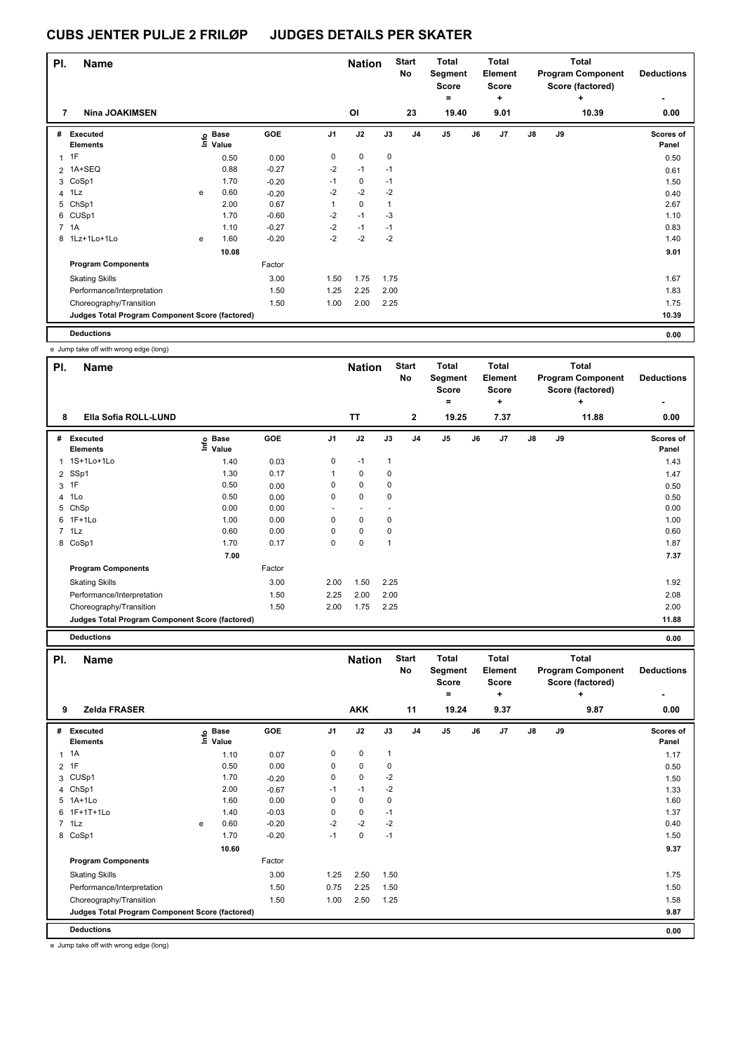# CUBS JENTER PULJE 2 FRILØP JUDGES DETAILS PER SKATER

| Pl. | Name | Nation | Start No | Total Segment Score = | Total Element Score + | Total Program Component Score (factored) + | Deductions - |
|---|---|---|---|---|---|---|---|
| 7 | Nina JOAKIMSEN | OI | 23 | 19.40 | 9.01 | 10.39 | 0.00 |

| # | Executed Elements | Info | Base Value | GOE | J1 | J2 | J3 | J4 | J5 | J6 | J7 | J8 | J9 | Scores of Panel |
|---|---|---|---|---|---|---|---|---|---|---|---|---|---|---|
| 1 | 1F | | 0.50 | 0.00 | 0 | 0 | 0 | | | | | | | 0.50 |
| 2 | 1A+SEQ | | 0.88 | -0.27 | -2 | -1 | -1 | | | | | | | 0.61 |
| 3 | CoSp1 | | 1.70 | -0.20 | -1 | 0 | -1 | | | | | | | 1.50 |
| 4 | 1Lz | e | 0.60 | -0.20 | -2 | -2 | -2 | | | | | | | 0.40 |
| 5 | ChSp1 | | 2.00 | 0.67 | 1 | 0 | 1 | | | | | | | 2.67 |
| 6 | CUSp1 | | 1.70 | -0.60 | -2 | -1 | -3 | | | | | | | 1.10 |
| 7 | 1A | | 1.10 | -0.27 | -2 | -1 | -1 | | | | | | | 0.83 |
| 8 | 1Lz+1Lo+1Lo | e | 1.60 | -0.20 | -2 | -2 | -2 | | | | | | | 1.40 |
| | | | 10.08 | | | | | | | | | | | 9.01 |
| | **Program Components** | | | Factor | | | | | | | | | | |
| | Skating Skills | | | 3.00 | 1.50 | 1.75 | 1.75 | | | | | | | 1.67 |
| | Performance/Interpretation | | | 1.50 | 1.25 | 2.25 | 2.00 | | | | | | | 1.83 |
| | Choreography/Transition | | | 1.50 | 1.00 | 2.00 | 2.25 | | | | | | | 1.75 |
| | **Judges Total Program Component Score (factored)** | | | | | | | | | | | | | 10.39 |
| | **Deductions** | | | | | | | | | | | | | 0.00 |

e Jump take off with wrong edge (long)

| Pl. | Name | Nation | Start No | Total Segment Score = | Total Element Score + | Total Program Component Score (factored) + | Deductions - |
|---|---|---|---|---|---|---|---|
| 8 | Ella Sofia ROLL-LUND | TT | 2 | 19.25 | 7.37 | 11.88 | 0.00 |

| # | Executed Elements | Info | Base Value | GOE | J1 | J2 | J3 | J4 | J5 | J6 | J7 | J8 | J9 | Scores of Panel |
|---|---|---|---|---|---|---|---|---|---|---|---|---|---|---|
| 1 | 1S+1Lo+1Lo | | 1.40 | 0.03 | 0 | -1 | 1 | | | | | | | 1.43 |
| 2 | SSp1 | | 1.30 | 0.17 | 1 | 0 | 0 | | | | | | | 1.47 |
| 3 | 1F | | 0.50 | 0.00 | 0 | 0 | 0 | | | | | | | 0.50 |
| 4 | 1Lo | | 0.50 | 0.00 | 0 | 0 | 0 | | | | | | | 0.50 |
| 5 | ChSp | | 0.00 | 0.00 | - | - | - | | | | | | | 0.00 |
| 6 | 1F+1Lo | | 1.00 | 0.00 | 0 | 0 | 0 | | | | | | | 1.00 |
| 7 | 1Lz | | 0.60 | 0.00 | 0 | 0 | 0 | | | | | | | 0.60 |
| 8 | CoSp1 | | 1.70 | 0.17 | 0 | 0 | 1 | | | | | | | 1.87 |
| | | | 7.00 | | | | | | | | | | | 7.37 |
| | **Program Components** | | | Factor | | | | | | | | | | |
| | Skating Skills | | | 3.00 | 2.00 | 1.50 | 2.25 | | | | | | | 1.92 |
| | Performance/Interpretation | | | 1.50 | 2.25 | 2.00 | 2.00 | | | | | | | 2.08 |
| | Choreography/Transition | | | 1.50 | 2.00 | 1.75 | 2.25 | | | | | | | 2.00 |
| | **Judges Total Program Component Score (factored)** | | | | | | | | | | | | | 11.88 |
| | **Deductions** | | | | | | | | | | | | | 0.00 |

| Pl. | Name | Nation | Start No | Total Segment Score = | Total Element Score + | Total Program Component Score (factored) + | Deductions - |
|---|---|---|---|---|---|---|---|
| 9 | Zelda FRASER | AKK | 11 | 19.24 | 9.37 | 9.87 | 0.00 |

| # | Executed Elements | Info | Base Value | GOE | J1 | J2 | J3 | J4 | J5 | J6 | J7 | J8 | J9 | Scores of Panel |
|---|---|---|---|---|---|---|---|---|---|---|---|---|---|---|
| 1 | 1A | | 1.10 | 0.07 | 0 | 0 | 1 | | | | | | | 1.17 |
| 2 | 1F | | 0.50 | 0.00 | 0 | 0 | 0 | | | | | | | 0.50 |
| 3 | CUSp1 | | 1.70 | -0.20 | 0 | 0 | -2 | | | | | | | 1.50 |
| 4 | ChSp1 | | 2.00 | -0.67 | -1 | -1 | -2 | | | | | | | 1.33 |
| 5 | 1A+1Lo | | 1.60 | 0.00 | 0 | 0 | 0 | | | | | | | 1.60 |
| 6 | 1F+1T+1Lo | | 1.40 | -0.03 | 0 | 0 | -1 | | | | | | | 1.37 |
| 7 | 1Lz | e | 0.60 | -0.20 | -2 | -2 | -2 | | | | | | | 0.40 |
| 8 | CoSp1 | | 1.70 | -0.20 | -1 | 0 | -1 | | | | | | | 1.50 |
| | | | 10.60 | | | | | | | | | | | 9.37 |
| | **Program Components** | | | Factor | | | | | | | | | | |
| | Skating Skills | | | 3.00 | 1.25 | 2.50 | 1.50 | | | | | | | 1.75 |
| | Performance/Interpretation | | | 1.50 | 0.75 | 2.25 | 1.50 | | | | | | | 1.50 |
| | Choreography/Transition | | | 1.50 | 1.00 | 2.50 | 1.25 | | | | | | | 1.58 |
| | **Judges Total Program Component Score (factored)** | | | | | | | | | | | | | 9.87 |
| | **Deductions** | | | | | | | | | | | | | 0.00 |

e Jump take off with wrong edge (long)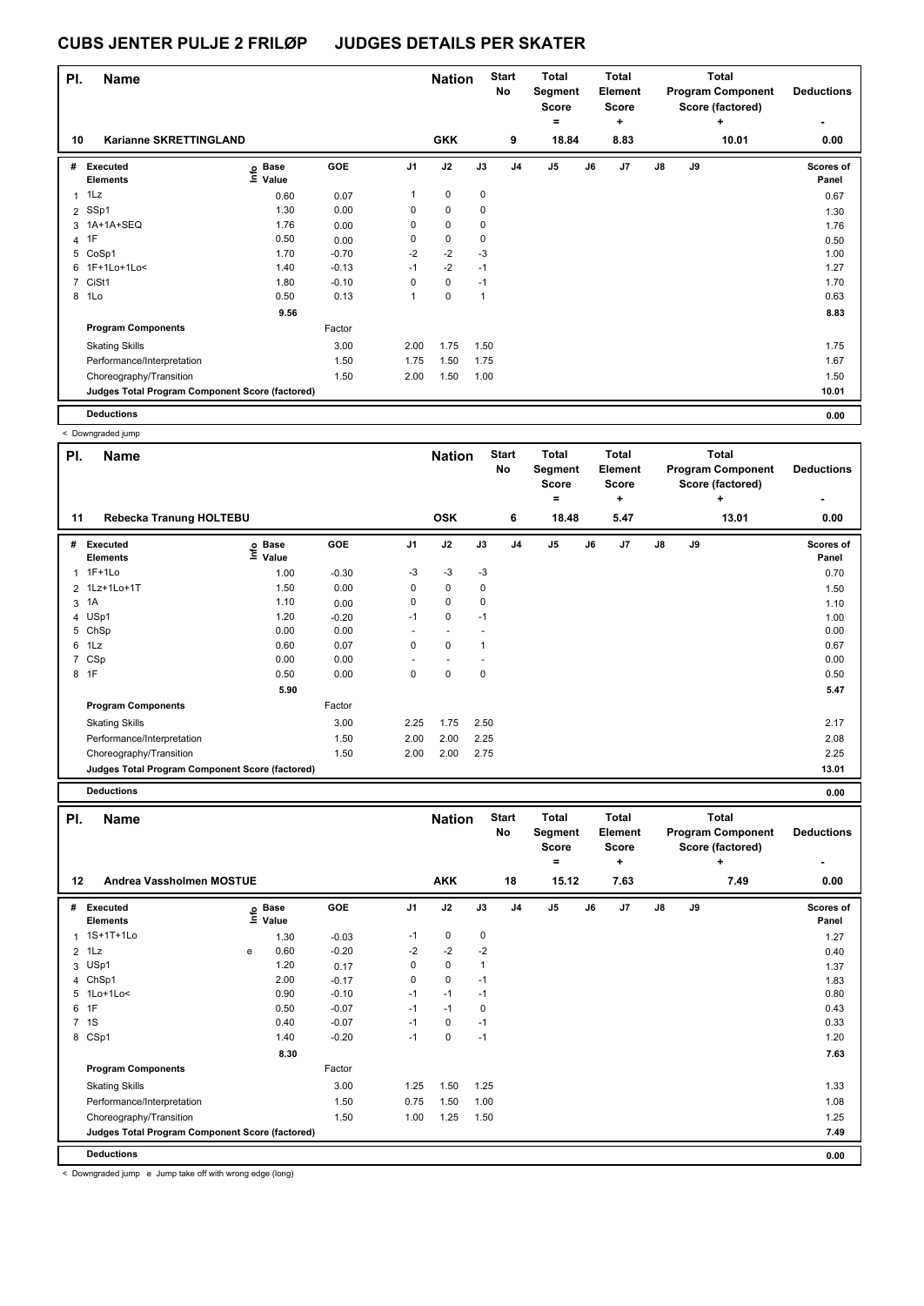# CUBS JENTER PULJE 2 FRILØP JUDGES DETAILS PER SKATER

| Pl. | Name | | Nation | Start No | Total Segment Score = | Total Element Score + | Total Program Component Score (factored) + | Deductions - |
|---|---|---|---|---|---|---|---|---|
| 10 | Karianne SKRETTINGLAND | | GKK | 9 | 18.84 | 8.83 | 10.01 | 0.00 |

| # | Executed Elements | Info | Base Value | GOE | J1 | J2 | J3 | J4 | J5 | J6 | J7 | J8 | J9 | Scores of Panel |
|---|---|---|---|---|---|---|---|---|---|---|---|---|---|---|
| 1 | 1Lz | | 0.60 | 0.07 | 1 | 0 | 0 | | | | | | | 0.67 |
| 2 | SSp1 | | 1.30 | 0.00 | 0 | 0 | 0 | | | | | | | 1.30 |
| 3 | 1A+1A+SEQ | | 1.76 | 0.00 | 0 | 0 | 0 | | | | | | | 1.76 |
| 4 | 1F | | 0.50 | 0.00 | 0 | 0 | 0 | | | | | | | 0.50 |
| 5 | CoSp1 | | 1.70 | -0.70 | -2 | -2 | -3 | | | | | | | 1.00 |
| 6 | 1F+1Lo+1Lo< | | 1.40 | -0.13 | -1 | -2 | -1 | | | | | | | 1.27 |
| 7 | CiSt1 | | 1.80 | -0.10 | 0 | 0 | -1 | | | | | | | 1.70 |
| 8 | 1Lo | | 0.50 | 0.13 | 1 | 0 | 1 | | | | | | | 0.63 |
| | | | 9.56 | | | | | | | | | | | 8.83 |
| | **Program Components** | | | Factor | | | | | | | | | | |
| | Skating Skills | | | 3.00 | 2.00 | 1.75 | 1.50 | | | | | | | 1.75 |
| | Performance/Interpretation | | | 1.50 | 1.75 | 1.50 | 1.75 | | | | | | | 1.67 |
| | Choreography/Transition | | | 1.50 | 2.00 | 1.50 | 1.00 | | | | | | | 1.50 |
| | **Judges Total Program Component Score (factored)** | | | | | | | | | | | | | 10.01 |
| | **Deductions** | | | | | | | | | | | | | 0.00 |

< Downgraded jump

| Pl. | Name | | Nation | Start No | Total Segment Score = | Total Element Score + | Total Program Component Score (factored) + | Deductions - |
|---|---|---|---|---|---|---|---|---|
| 11 | Rebecka Tranung HOLTEBU | | OSK | 6 | 18.48 | 5.47 | 13.01 | 0.00 |

| # | Executed Elements | Info | Base Value | GOE | J1 | J2 | J3 | J4 | J5 | J6 | J7 | J8 | J9 | Scores of Panel |
|---|---|---|---|---|---|---|---|---|---|---|---|---|---|---|
| 1 | 1F+1Lo | | 1.00 | -0.30 | -3 | -3 | -3 | | | | | | | 0.70 |
| 2 | 1Lz+1Lo+1T | | 1.50 | 0.00 | 0 | 0 | 0 | | | | | | | 1.50 |
| 3 | 1A | | 1.10 | 0.00 | 0 | 0 | 0 | | | | | | | 1.10 |
| 4 | USp1 | | 1.20 | -0.20 | -1 | 0 | -1 | | | | | | | 1.00 |
| 5 | ChSp | | 0.00 | 0.00 | - | - | - | | | | | | | 0.00 |
| 6 | 1Lz | | 0.60 | 0.07 | 0 | 0 | 1 | | | | | | | 0.67 |
| 7 | CSp | | 0.00 | 0.00 | - | - | - | | | | | | | 0.00 |
| 8 | 1F | | 0.50 | 0.00 | 0 | 0 | 0 | | | | | | | 0.50 |
| | | | 5.90 | | | | | | | | | | | 5.47 |
| | **Program Components** | | | Factor | | | | | | | | | | |
| | Skating Skills | | | 3.00 | 2.25 | 1.75 | 2.50 | | | | | | | 2.17 |
| | Performance/Interpretation | | | 1.50 | 2.00 | 2.00 | 2.25 | | | | | | | 2.08 |
| | Choreography/Transition | | | 1.50 | 2.00 | 2.00 | 2.75 | | | | | | | 2.25 |
| | **Judges Total Program Component Score (factored)** | | | | | | | | | | | | | 13.01 |
| | **Deductions** | | | | | | | | | | | | | 0.00 |

| Pl. | Name | | Nation | Start No | Total Segment Score = | Total Element Score + | Total Program Component Score (factored) + | Deductions - |
|---|---|---|---|---|---|---|---|---|
| 12 | Andrea Vassholmen MOSTUE | | AKK | 18 | 15.12 | 7.63 | 7.49 | 0.00 |

| # | Executed Elements | Info | Base Value | GOE | J1 | J2 | J3 | J4 | J5 | J6 | J7 | J8 | J9 | Scores of Panel |
|---|---|---|---|---|---|---|---|---|---|---|---|---|---|---|
| 1 | 1S+1T+1Lo | | 1.30 | -0.03 | -1 | 0 | 0 | | | | | | | 1.27 |
| 2 | 1Lz | e | 0.60 | -0.20 | -2 | -2 | -2 | | | | | | | 0.40 |
| 3 | USp1 | | 1.20 | 0.17 | 0 | 0 | 1 | | | | | | | 1.37 |
| 4 | ChSp1 | | 2.00 | -0.17 | 0 | 0 | -1 | | | | | | | 1.83 |
| 5 | 1Lo+1Lo< | | 0.90 | -0.10 | -1 | -1 | -1 | | | | | | | 0.80 |
| 6 | 1F | | 0.50 | -0.07 | -1 | -1 | 0 | | | | | | | 0.43 |
| 7 | 1S | | 0.40 | -0.07 | -1 | 0 | -1 | | | | | | | 0.33 |
| 8 | CSp1 | | 1.40 | -0.20 | -1 | 0 | -1 | | | | | | | 1.20 |
| | | | 8.30 | | | | | | | | | | | 7.63 |
| | **Program Components** | | | Factor | | | | | | | | | | |
| | Skating Skills | | | 3.00 | 1.25 | 1.50 | 1.25 | | | | | | | 1.33 |
| | Performance/Interpretation | | | 1.50 | 0.75 | 1.50 | 1.00 | | | | | | | 1.08 |
| | Choreography/Transition | | | 1.50 | 1.00 | 1.25 | 1.50 | | | | | | | 1.25 |
| | **Judges Total Program Component Score (factored)** | | | | | | | | | | | | | 7.49 |
| | **Deductions** | | | | | | | | | | | | | 0.00 |

< Downgraded jump e Jump take off with wrong edge (long)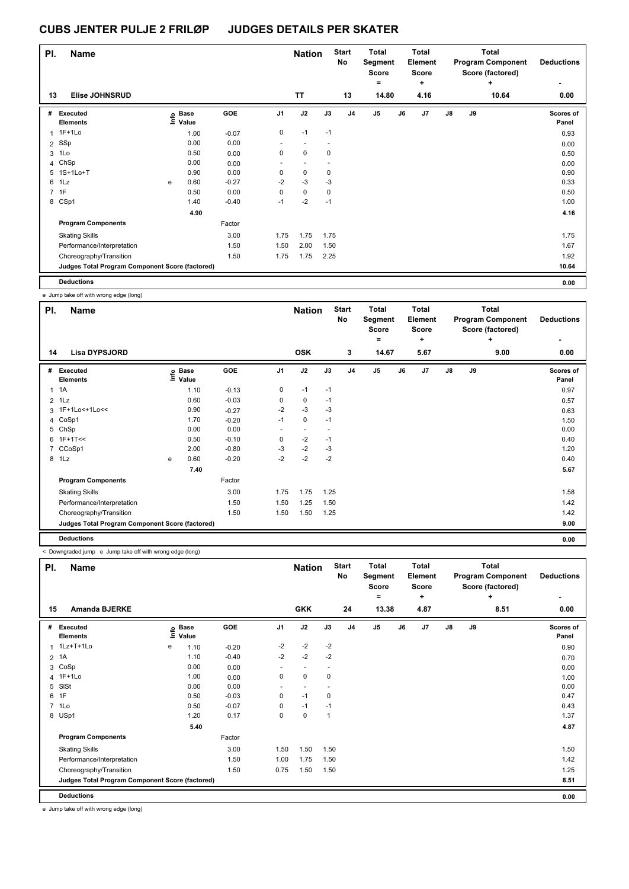# CUBS JENTER PULJE 2 FRILØP JUDGES DETAILS PER SKATER

| Pl. | Name | Nation | Start No | Total Segment Score = | Total Element Score + | Total Program Component Score (factored) + | Deductions - |
|---|---|---|---|---|---|---|---|
| 13 | Elise JOHNSRUD | TT | 13 | 14.80 | 4.16 | 10.64 | 0.00 |

| # | Executed Elements | Info | Base Value | GOE | J1 | J2 | J3 | J4 | J5 | J6 | J7 | J8 | J9 | Scores of Panel |
|---|---|---|---|---|---|---|---|---|---|---|---|---|---|---|
| 1 | 1F+1Lo | | 1.00 | -0.07 | 0 | -1 | -1 | | | | | | | 0.93 |
| 2 | SSp | | 0.00 | 0.00 | - | - | - | | | | | | | 0.00 |
| 3 | 1Lo | | 0.50 | 0.00 | 0 | 0 | 0 | | | | | | | 0.50 |
| 4 | ChSp | | 0.00 | 0.00 | - | - | - | | | | | | | 0.00 |
| 5 | 1S+1Lo+T | | 0.90 | 0.00 | 0 | 0 | 0 | | | | | | | 0.90 |
| 6 | 1Lz | e | 0.60 | -0.27 | -2 | -3 | -3 | | | | | | | 0.33 |
| 7 | 1F | | 0.50 | 0.00 | 0 | 0 | 0 | | | | | | | 0.50 |
| 8 | CSp1 | | 1.40 | -0.40 | -1 | -2 | -1 | | | | | | | 1.00 |
| | | | 4.90 | | | | | | | | | | | 4.16 |
| | **Program Components** | | | Factor | | | | | | | | | | |
| | Skating Skills | | | 3.00 | 1.75 | 1.75 | 1.75 | | | | | | | 1.75 |
| | Performance/Interpretation | | | 1.50 | 1.50 | 2.00 | 1.50 | | | | | | | 1.67 |
| | Choreography/Transition | | | 1.50 | 1.75 | 1.75 | 2.25 | | | | | | | 1.92 |
| | Judges Total Program Component Score (factored) | | | | | | | | | | | | | 10.64 |
| | **Deductions** | | | | | | | | | | | | | 0.00 |

e Jump take off with wrong edge (long)

| Pl. | Name | Nation | Start No | Total Segment Score = | Total Element Score + | Total Program Component Score (factored) + | Deductions - |
|---|---|---|---|---|---|---|---|
| 14 | Lisa DYPSJORD | OSK | 3 | 14.67 | 5.67 | 9.00 | 0.00 |

| # | Executed Elements | Info | Base Value | GOE | J1 | J2 | J3 | J4 | J5 | J6 | J7 | J8 | J9 | Scores of Panel |
|---|---|---|---|---|---|---|---|---|---|---|---|---|---|---|
| 1 | 1A | | 1.10 | -0.13 | 0 | -1 | -1 | | | | | | | 0.97 |
| 2 | 1Lz | | 0.60 | -0.03 | 0 | 0 | -1 | | | | | | | 0.57 |
| 3 | 1F+1Lo<+1Lo<< | | 0.90 | -0.27 | -2 | -3 | -3 | | | | | | | 0.63 |
| 4 | CoSp1 | | 1.70 | -0.20 | -1 | 0 | -1 | | | | | | | 1.50 |
| 5 | ChSp | | 0.00 | 0.00 | - | - | - | | | | | | | 0.00 |
| 6 | 1F+1T<< | | 0.50 | -0.10 | 0 | -2 | -1 | | | | | | | 0.40 |
| 7 | CCoSp1 | | 2.00 | -0.80 | -3 | -2 | -3 | | | | | | | 1.20 |
| 8 | 1Lz | e | 0.60 | -0.20 | -2 | -2 | -2 | | | | | | | 0.40 |
| | | | 7.40 | | | | | | | | | | | 5.67 |
| | **Program Components** | | | Factor | | | | | | | | | | |
| | Skating Skills | | | 3.00 | 1.75 | 1.75 | 1.25 | | | | | | | 1.58 |
| | Performance/Interpretation | | | 1.50 | 1.50 | 1.25 | 1.50 | | | | | | | 1.42 |
| | Choreography/Transition | | | 1.50 | 1.50 | 1.50 | 1.25 | | | | | | | 1.42 |
| | Judges Total Program Component Score (factored) | | | | | | | | | | | | | 9.00 |
| | **Deductions** | | | | | | | | | | | | | 0.00 |

< Downgraded jump e Jump take off with wrong edge (long)

| Pl. | Name | Nation | Start No | Total Segment Score = | Total Element Score + | Total Program Component Score (factored) + | Deductions - |
|---|---|---|---|---|---|---|---|
| 15 | Amanda BJERKE | GKK | 24 | 13.38 | 4.87 | 8.51 | 0.00 |

| # | Executed Elements | Info | Base Value | GOE | J1 | J2 | J3 | J4 | J5 | J6 | J7 | J8 | J9 | Scores of Panel |
|---|---|---|---|---|---|---|---|---|---|---|---|---|---|---|
| 1 | 1Lz+T+1Lo | e | 1.10 | -0.20 | -2 | -2 | -2 | | | | | | | 0.90 |
| 2 | 1A | | 1.10 | -0.40 | -2 | -2 | -2 | | | | | | | 0.70 |
| 3 | CoSp | | 0.00 | 0.00 | - | - | - | | | | | | | 0.00 |
| 4 | 1F+1Lo | | 1.00 | 0.00 | 0 | 0 | 0 | | | | | | | 1.00 |
| 5 | SlSt | | 0.00 | 0.00 | - | - | - | | | | | | | 0.00 |
| 6 | 1F | | 0.50 | -0.03 | 0 | -1 | 0 | | | | | | | 0.47 |
| 7 | 1Lo | | 0.50 | -0.07 | 0 | -1 | -1 | | | | | | | 0.43 |
| 8 | USp1 | | 1.20 | 0.17 | 0 | 0 | 1 | | | | | | | 1.37 |
| | | | 5.40 | | | | | | | | | | | 4.87 |
| | **Program Components** | | | Factor | | | | | | | | | | |
| | Skating Skills | | | 3.00 | 1.50 | 1.50 | 1.50 | | | | | | | 1.50 |
| | Performance/Interpretation | | | 1.50 | 1.00 | 1.75 | 1.50 | | | | | | | 1.42 |
| | Choreography/Transition | | | 1.50 | 0.75 | 1.50 | 1.50 | | | | | | | 1.25 |
| | Judges Total Program Component Score (factored) | | | | | | | | | | | | | 8.51 |
| | **Deductions** | | | | | | | | | | | | | 0.00 |

e Jump take off with wrong edge (long)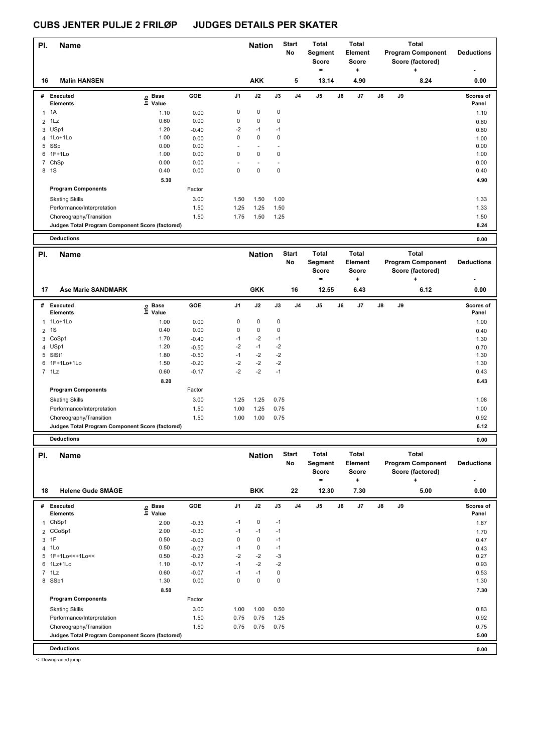# CUBS JENTER PULJE 2 FRILØP JUDGES DETAILS PER SKATER

| Pl. | Name | Nation | Start No | Total Segment Score = | Total Element Score + | Total Program Component Score (factored) + | Deductions - |
|---|---|---|---|---|---|---|---|
| 16 | Malin HANSEN | AKK | 5 | 13.14 | 4.90 | 8.24 | 0.00 |

| # | Executed Elements | Info | Base Value | GOE | J1 | J2 | J3 | J4 | J5 | J6 | J7 | J8 | J9 | Scores of Panel |
|---|---|---|---|---|---|---|---|---|---|---|---|---|---|---|
| 1 | 1A | | 1.10 | 0.00 | 0 | 0 | 0 | | | | | | | 1.10 |
| 2 | 1Lz | | 0.60 | 0.00 | 0 | 0 | 0 | | | | | | | 0.60 |
| 3 | USp1 | | 1.20 | -0.40 | -2 | -1 | -1 | | | | | | | 0.80 |
| 4 | 1Lo+1Lo | | 1.00 | 0.00 | 0 | 0 | 0 | | | | | | | 1.00 |
| 5 | SSp | | 0.00 | 0.00 | - | - | - | | | | | | | 0.00 |
| 6 | 1F+1Lo | | 1.00 | 0.00 | 0 | 0 | 0 | | | | | | | 1.00 |
| 7 | ChSp | | 0.00 | 0.00 | - | - | - | | | | | | | 0.00 |
| 8 | 1S | | 0.40 | 0.00 | 0 | 0 | 0 | | | | | | | 0.40 |
| | | | 5.30 | | | | | | | | | | | 4.90 |
| | **Program Components** | | | Factor | | | | | | | | | | |
| | Skating Skills | | | 3.00 | 1.50 | 1.50 | 1.00 | | | | | | | 1.33 |
| | Performance/Interpretation | | | 1.50 | 1.25 | 1.25 | 1.50 | | | | | | | 1.33 |
| | Choreography/Transition | | | 1.50 | 1.75 | 1.50 | 1.25 | | | | | | | 1.50 |
| | Judges Total Program Component Score (factored) | | | | | | | | | | | | | 8.24 |
| | **Deductions** | | | | | | | | | | | | | 0.00 |

| Pl. | Name | Nation | Start No | Total Segment Score = | Total Element Score + | Total Program Component Score (factored) + | Deductions - |
|---|---|---|---|---|---|---|---|
| 17 | Åse Marie SANDMARK | GKK | 16 | 12.55 | 6.43 | 6.12 | 0.00 |

| # | Executed Elements | Info | Base Value | GOE | J1 | J2 | J3 | J4 | J5 | J6 | J7 | J8 | J9 | Scores of Panel |
|---|---|---|---|---|---|---|---|---|---|---|---|---|---|---|
| 1 | 1Lo+1Lo | | 1.00 | 0.00 | 0 | 0 | 0 | | | | | | | 1.00 |
| 2 | 1S | | 0.40 | 0.00 | 0 | 0 | 0 | | | | | | | 0.40 |
| 3 | CoSp1 | | 1.70 | -0.40 | -1 | -2 | -1 | | | | | | | 1.30 |
| 4 | USp1 | | 1.20 | -0.50 | -2 | -1 | -2 | | | | | | | 0.70 |
| 5 | SlSt1 | | 1.80 | -0.50 | -1 | -2 | -2 | | | | | | | 1.30 |
| 6 | 1F+1Lo+1Lo | | 1.50 | -0.20 | -2 | -2 | -2 | | | | | | | 1.30 |
| 7 | 1Lz | | 0.60 | -0.17 | -2 | -2 | -1 | | | | | | | 0.43 |
| | | | 8.20 | | | | | | | | | | | 6.43 |
| | **Program Components** | | | Factor | | | | | | | | | | |
| | Skating Skills | | | 3.00 | 1.25 | 1.25 | 0.75 | | | | | | | 1.08 |
| | Performance/Interpretation | | | 1.50 | 1.00 | 1.25 | 0.75 | | | | | | | 1.00 |
| | Choreography/Transition | | | 1.50 | 1.00 | 1.00 | 0.75 | | | | | | | 0.92 |
| | Judges Total Program Component Score (factored) | | | | | | | | | | | | | 6.12 |
| | **Deductions** | | | | | | | | | | | | | 0.00 |

| Pl. | Name | Nation | Start No | Total Segment Score = | Total Element Score + | Total Program Component Score (factored) + | Deductions - |
|---|---|---|---|---|---|---|---|
| 18 | Helene Gude SMÅGE | BKK | 22 | 12.30 | 7.30 | 5.00 | 0.00 |

| # | Executed Elements | Info | Base Value | GOE | J1 | J2 | J3 | J4 | J5 | J6 | J7 | J8 | J9 | Scores of Panel |
|---|---|---|---|---|---|---|---|---|---|---|---|---|---|---|
| 1 | ChSp1 | | 2.00 | -0.33 | -1 | 0 | -1 | | | | | | | 1.67 |
| 2 | CCoSp1 | | 2.00 | -0.30 | -1 | -1 | -1 | | | | | | | 1.70 |
| 3 | 1F | | 0.50 | -0.03 | 0 | 0 | -1 | | | | | | | 0.47 |
| 4 | 1Lo | | 0.50 | -0.07 | -1 | 0 | -1 | | | | | | | 0.43 |
| 5 | 1F+1Lo<<+1Lo<< | | 0.50 | -0.23 | -2 | -2 | -3 | | | | | | | 0.27 |
| 6 | 1Lz+1Lo | | 1.10 | -0.17 | -1 | -2 | -2 | | | | | | | 0.93 |
| 7 | 1Lz | | 0.60 | -0.07 | -1 | -1 | 0 | | | | | | | 0.53 |
| 8 | SSp1 | | 1.30 | 0.00 | 0 | 0 | 0 | | | | | | | 1.30 |
| | | | 8.50 | | | | | | | | | | | 7.30 |
| | **Program Components** | | | Factor | | | | | | | | | | |
| | Skating Skills | | | 3.00 | 1.00 | 1.00 | 0.50 | | | | | | | 0.83 |
| | Performance/Interpretation | | | 1.50 | 0.75 | 0.75 | 1.25 | | | | | | | 0.92 |
| | Choreography/Transition | | | 1.50 | 0.75 | 0.75 | 0.75 | | | | | | | 0.75 |
| | Judges Total Program Component Score (factored) | | | | | | | | | | | | | 5.00 |
| | **Deductions** | | | | | | | | | | | | | 0.00 |

< Downgraded jump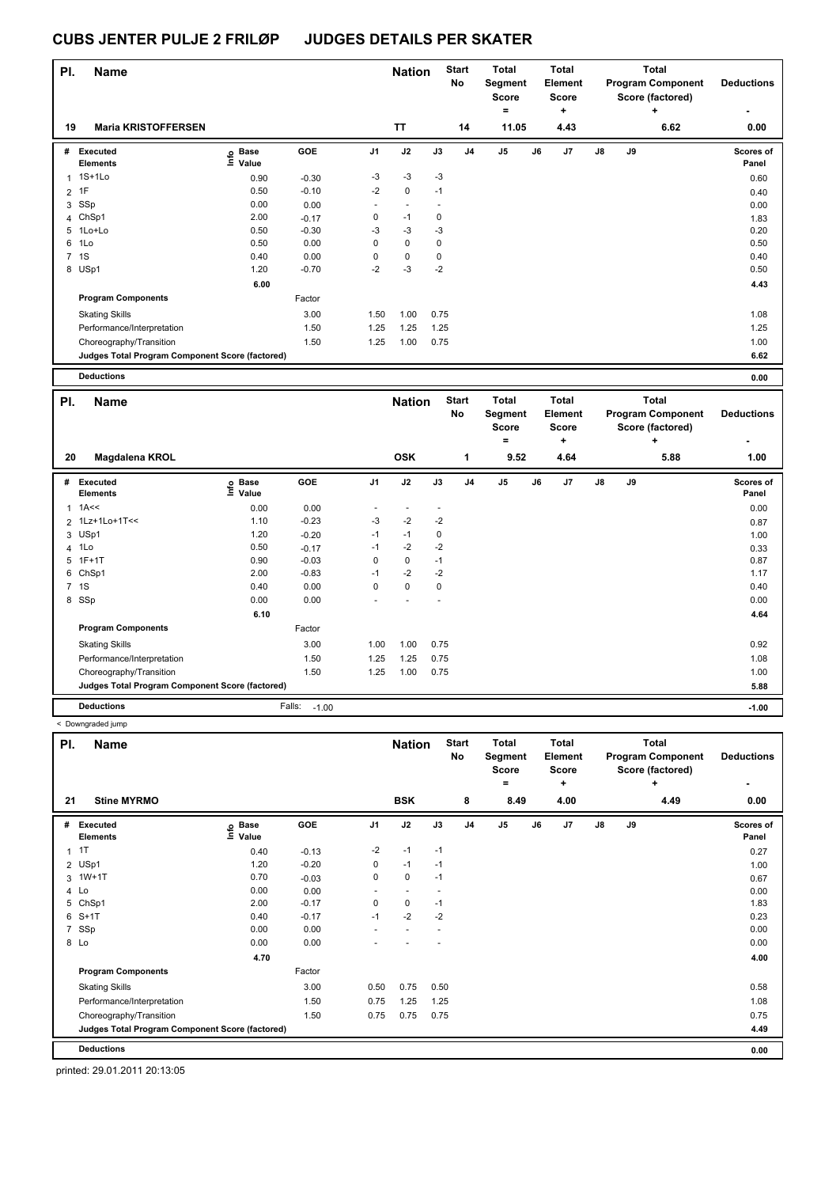# CUBS JENTER PULJE 2 FRILØP JUDGES DETAILS PER SKATER

| Pl. | Name | Nation | Start No | Total Segment Score = | Total Element Score + | Total Program Component Score (factored) + | Deductions - |
|---|---|---|---|---|---|---|---|
| 19 | Maria KRISTOFFERSEN | TT | 14 | 11.05 | 4.43 | 6.62 | 0.00 |

| # | Executed Elements | Info | Base Value | GOE | J1 | J2 | J3 | J4 | J5 | J6 | J7 | J8 | J9 | Scores of Panel |
|---|---|---|---|---|---|---|---|---|---|---|---|---|---|---|
| 1 | 1S+1Lo | | 0.90 | -0.30 | -3 | -3 | -3 | | | | | | | 0.60 |
| 2 | 1F | | 0.50 | -0.10 | -2 | 0 | -1 | | | | | | | 0.40 |
| 3 | SSp | | 0.00 | 0.00 | - | - | - | | | | | | | 0.00 |
| 4 | ChSp1 | | 2.00 | -0.17 | 0 | -1 | 0 | | | | | | | 1.83 |
| 5 | 1Lo+Lo | | 0.50 | -0.30 | -3 | -3 | -3 | | | | | | | 0.20 |
| 6 | 1Lo | | 0.50 | 0.00 | 0 | 0 | 0 | | | | | | | 0.50 |
| 7 | 1S | | 0.40 | 0.00 | 0 | 0 | 0 | | | | | | | 0.40 |
| 8 | USp1 | | 1.20 | -0.70 | -2 | -3 | -2 | | | | | | | 0.50 |
| | | | 6.00 | | | | | | | | | | | 4.43 |
| | **Program Components** | | | Factor | | | | | | | | | | |
| | Skating Skills | | | 3.00 | 1.50 | 1.00 | 0.75 | | | | | | | 1.08 |
| | Performance/Interpretation | | | 1.50 | 1.25 | 1.25 | 1.25 | | | | | | | 1.25 |
| | Choreography/Transition | | | 1.50 | 1.25 | 1.00 | 0.75 | | | | | | | 1.00 |
| | **Judges Total Program Component Score (factored)** | | | | | | | | | | | | | 6.62 |
| | **Deductions** | | | | | | | | | | | | | 0.00 |

| Pl. | Name | Nation | Start No | Total Segment Score = | Total Element Score + | Total Program Component Score (factored) + | Deductions - |
|---|---|---|---|---|---|---|---|
| 20 | Magdalena KROL | OSK | 1 | 9.52 | 4.64 | 5.88 | 1.00 |

| # | Executed Elements | Info | Base Value | GOE | J1 | J2 | J3 | J4 | J5 | J6 | J7 | J8 | J9 | Scores of Panel |
|---|---|---|---|---|---|---|---|---|---|---|---|---|---|---|
| 1 | 1A<< | | 0.00 | 0.00 | - | - | - | | | | | | | 0.00 |
| 2 | 1Lz+1Lo+1T<< | | 1.10 | -0.23 | -3 | -2 | -2 | | | | | | | 0.87 |
| 3 | USp1 | | 1.20 | -0.20 | -1 | -1 | 0 | | | | | | | 1.00 |
| 4 | 1Lo | | 0.50 | -0.17 | -1 | -2 | -2 | | | | | | | 0.33 |
| 5 | 1F+1T | | 0.90 | -0.03 | 0 | 0 | -1 | | | | | | | 0.87 |
| 6 | ChSp1 | | 2.00 | -0.83 | -1 | -2 | -2 | | | | | | | 1.17 |
| 7 | 1S | | 0.40 | 0.00 | 0 | 0 | 0 | | | | | | | 0.40 |
| 8 | SSp | | 0.00 | 0.00 | - | - | - | | | | | | | 0.00 |
| | | | 6.10 | | | | | | | | | | | 4.64 |
| | **Program Components** | | | Factor | | | | | | | | | | |
| | Skating Skills | | | 3.00 | 1.00 | 1.00 | 0.75 | | | | | | | 0.92 |
| | Performance/Interpretation | | | 1.50 | 1.25 | 1.25 | 0.75 | | | | | | | 1.08 |
| | Choreography/Transition | | | 1.50 | 1.25 | 1.00 | 0.75 | | | | | | | 1.00 |
| | **Judges Total Program Component Score (factored)** | | | | | | | | | | | | | 5.88 |
| | **Deductions** | | | Falls: -1.00 | | | | | | | | | | -1.00 |

< Downgraded jump

| Pl. | Name | Nation | Start No | Total Segment Score = | Total Element Score + | Total Program Component Score (factored) + | Deductions - |
|---|---|---|---|---|---|---|---|
| 21 | Stine MYRMO | BSK | 8 | 8.49 | 4.00 | 4.49 | 0.00 |

| # | Executed Elements | Info | Base Value | GOE | J1 | J2 | J3 | J4 | J5 | J6 | J7 | J8 | J9 | Scores of Panel |
|---|---|---|---|---|---|---|---|---|---|---|---|---|---|---|
| 1 | 1T | | 0.40 | -0.13 | -2 | -1 | -1 | | | | | | | 0.27 |
| 2 | USp1 | | 1.20 | -0.20 | 0 | -1 | -1 | | | | | | | 1.00 |
| 3 | 1W+1T | | 0.70 | -0.03 | 0 | 0 | -1 | | | | | | | 0.67 |
| 4 | Lo | | 0.00 | 0.00 | - | - | - | | | | | | | 0.00 |
| 5 | ChSp1 | | 2.00 | -0.17 | 0 | 0 | -1 | | | | | | | 1.83 |
| 6 | S+1T | | 0.40 | -0.17 | -1 | -2 | -2 | | | | | | | 0.23 |
| 7 | SSp | | 0.00 | 0.00 | - | - | - | | | | | | | 0.00 |
| 8 | Lo | | 0.00 | 0.00 | - | - | - | | | | | | | 0.00 |
| | | | 4.70 | | | | | | | | | | | 4.00 |
| | **Program Components** | | | Factor | | | | | | | | | | |
| | Skating Skills | | | 3.00 | 0.50 | 0.75 | 0.50 | | | | | | | 0.58 |
| | Performance/Interpretation | | | 1.50 | 0.75 | 1.25 | 1.25 | | | | | | | 1.08 |
| | Choreography/Transition | | | 1.50 | 0.75 | 0.75 | 0.75 | | | | | | | 0.75 |
| | **Judges Total Program Component Score (factored)** | | | | | | | | | | | | | 4.49 |
| | **Deductions** | | | | | | | | | | | | | 0.00 |

printed: 29.01.2011 20:13:05